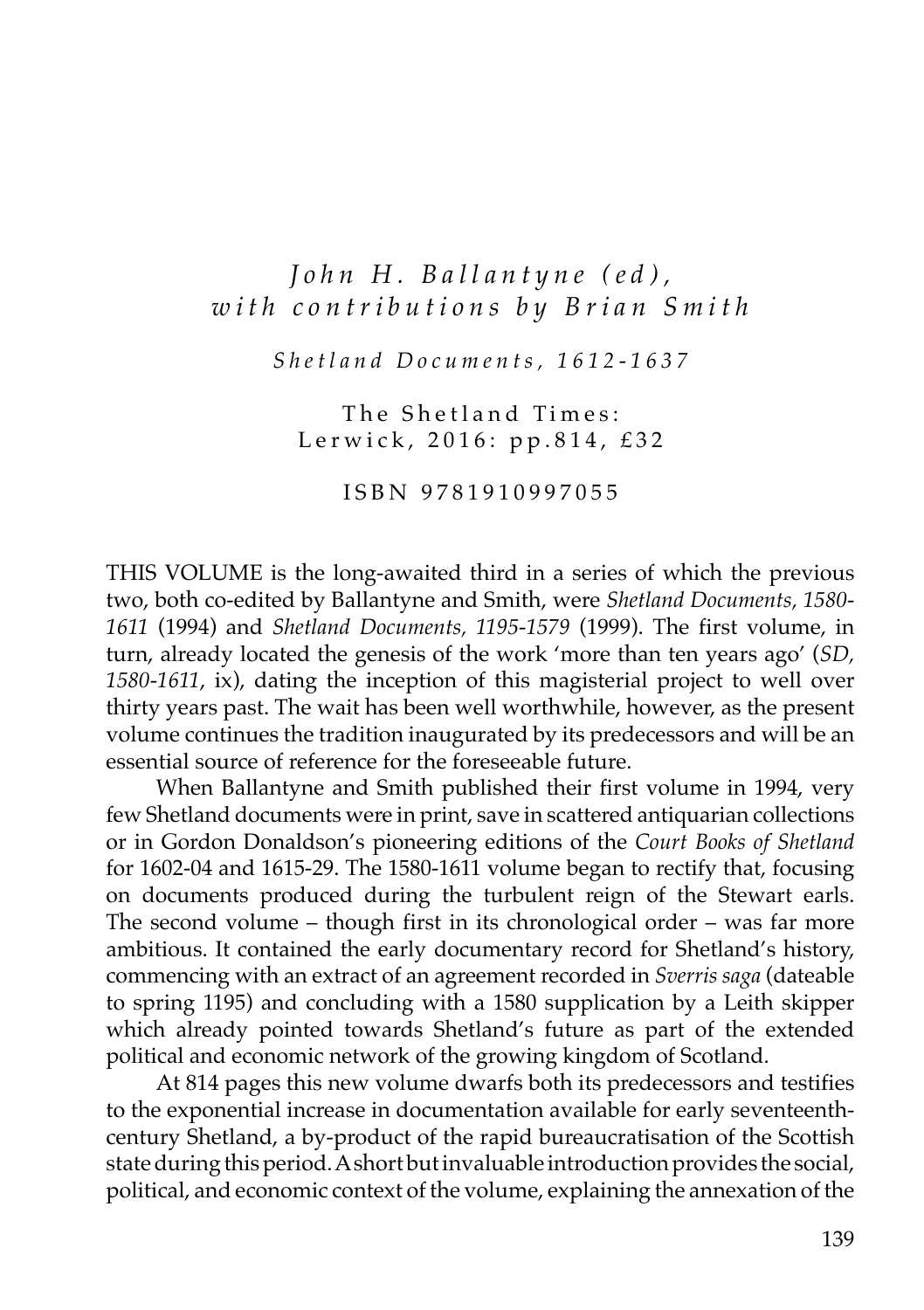*John H. Ballantyne (ed), with contributions by Brian Smith*

*Shetland Documents, 1612-1637*

The Shetland Times: Lerwick, 2016: pp.814, £32

ISBN 9781910997055

THIS VOLUME is the long-awaited third in a series of which the previous two, both co-edited by Ballantyne and Smith, were *Shetland Documents, 1580-1611* (1994) and *Shetland Documents, 1195-1579* (1999). The first volume, in turn, already located the genesis of the work 'more than ten years ago' (*SD, 1580-1611*, ix), dating the inception of this magisterial project to well over thirty years past. The wait has been well worthwhile, however, as the present volume continues the tradition inaugurated by its predecessors and will be an essential source of reference for the foreseeable future.

When Ballantyne and Smith published their first volume in 1994, very few Shetland documents were in print, save in scattered antiquarian collections or in Gordon Donaldson's pioneering editions of the *Court Books of Shetland* for 1602-04 and 1615-29. The 1580-1611 volume began to rectify that, focusing on documents produced during the turbulent reign of the Stewart earls. The second volume – though first in its chronological order – was far more ambitious. It contained the early documentary record for Shetland's history, commencing with an extract of an agreement recorded in *Sverris saga* (dateable to spring 1195) and concluding with a 1580 supplication by a Leith skipper which already pointed towards Shetland's future as part of the extended political and economic network of the growing kingdom of Scotland.

At 814 pages this new volume dwarfs both its predecessors and testifies to the exponential increase in documentation available for early seventeenth-century Shetland, a by-product of the rapid bureaucratisation of the Scottish state during this period. A short but invaluable introduction provides the social, political, and economic context of the volume, explaining the annexation of the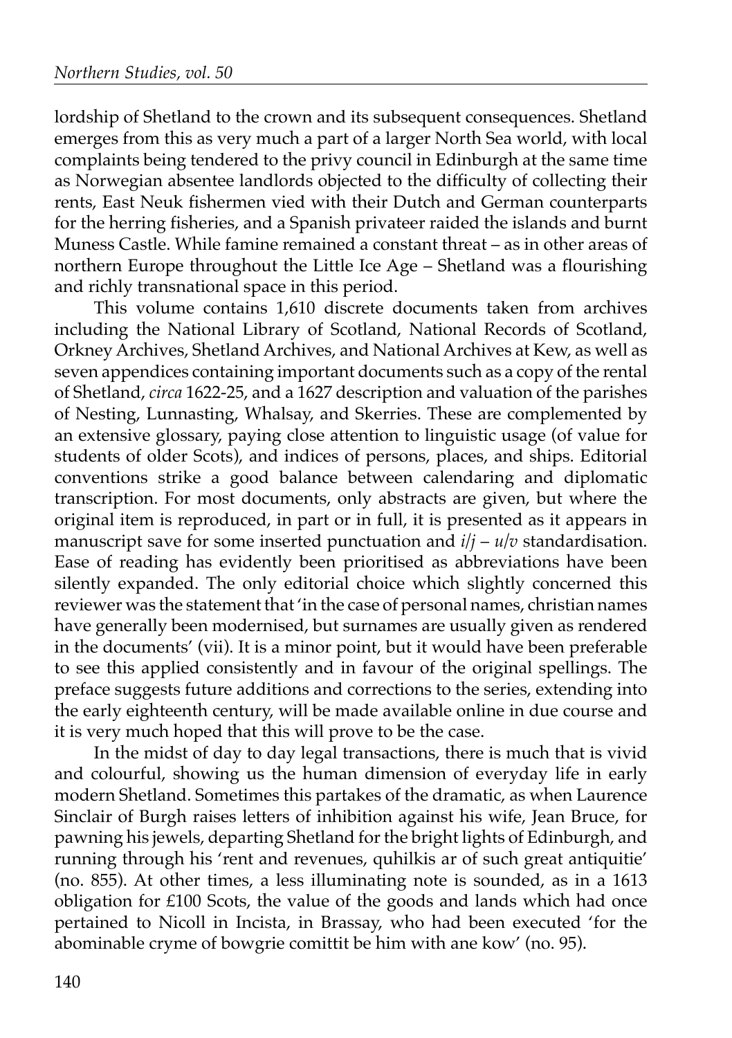lordship of Shetland to the crown and its subsequent consequences. Shetland emerges from this as very much a part of a larger North Sea world, with local complaints being tendered to the privy council in Edinburgh at the same time as Norwegian absentee landlords objected to the difficulty of collecting their rents, East Neuk fishermen vied with their Dutch and German counterparts for the herring fisheries, and a Spanish privateer raided the islands and burnt Muness Castle. While famine remained a constant threat – as in other areas of northern Europe throughout the Little Ice Age – Shetland was a flourishing and richly transnational space in this period.

This volume contains 1,610 discrete documents taken from archives including the National Library of Scotland, National Records of Scotland, Orkney Archives, Shetland Archives, and National Archives at Kew, as well as seven appendices containing important documents such as a copy of the rental of Shetland, *circa* 1622-25, and a 1627 description and valuation of the parishes of Nesting, Lunnasting, Whalsay, and Skerries. These are complemented by an extensive glossary, paying close attention to linguistic usage (of value for students of older Scots), and indices of persons, places, and ships. Editorial conventions strike a good balance between calendaring and diplomatic transcription. For most documents, only abstracts are given, but where the original item is reproduced, in part or in full, it is presented as it appears in manuscript save for some inserted punctuation and *i*/*j* – *u*/*v* standardisation. Ease of reading has evidently been prioritised as abbreviations have been silently expanded. The only editorial choice which slightly concerned this reviewer was the statement that 'in the case of personal names, christian names have generally been modernised, but surnames are usually given as rendered in the documents' (vii). It is a minor point, but it would have been preferable to see this applied consistently and in favour of the original spellings. The preface suggests future additions and corrections to the series, extending into the early eighteenth century, will be made available online in due course and it is very much hoped that this will prove to be the case.

In the midst of day to day legal transactions, there is much that is vivid and colourful, showing us the human dimension of everyday life in early modern Shetland. Sometimes this partakes of the dramatic, as when Laurence Sinclair of Burgh raises letters of inhibition against his wife, Jean Bruce, for pawning his jewels, departing Shetland for the bright lights of Edinburgh, and running through his 'rent and revenues, quhilkis ar of such great antiquitie' (no. 855). At other times, a less illuminating note is sounded, as in a 1613 obligation for £100 Scots, the value of the goods and lands which had once pertained to Nicoll in Incista, in Brassay, who had been executed 'for the abominable cryme of bowgrie comittit be him with ane kow' (no. 95).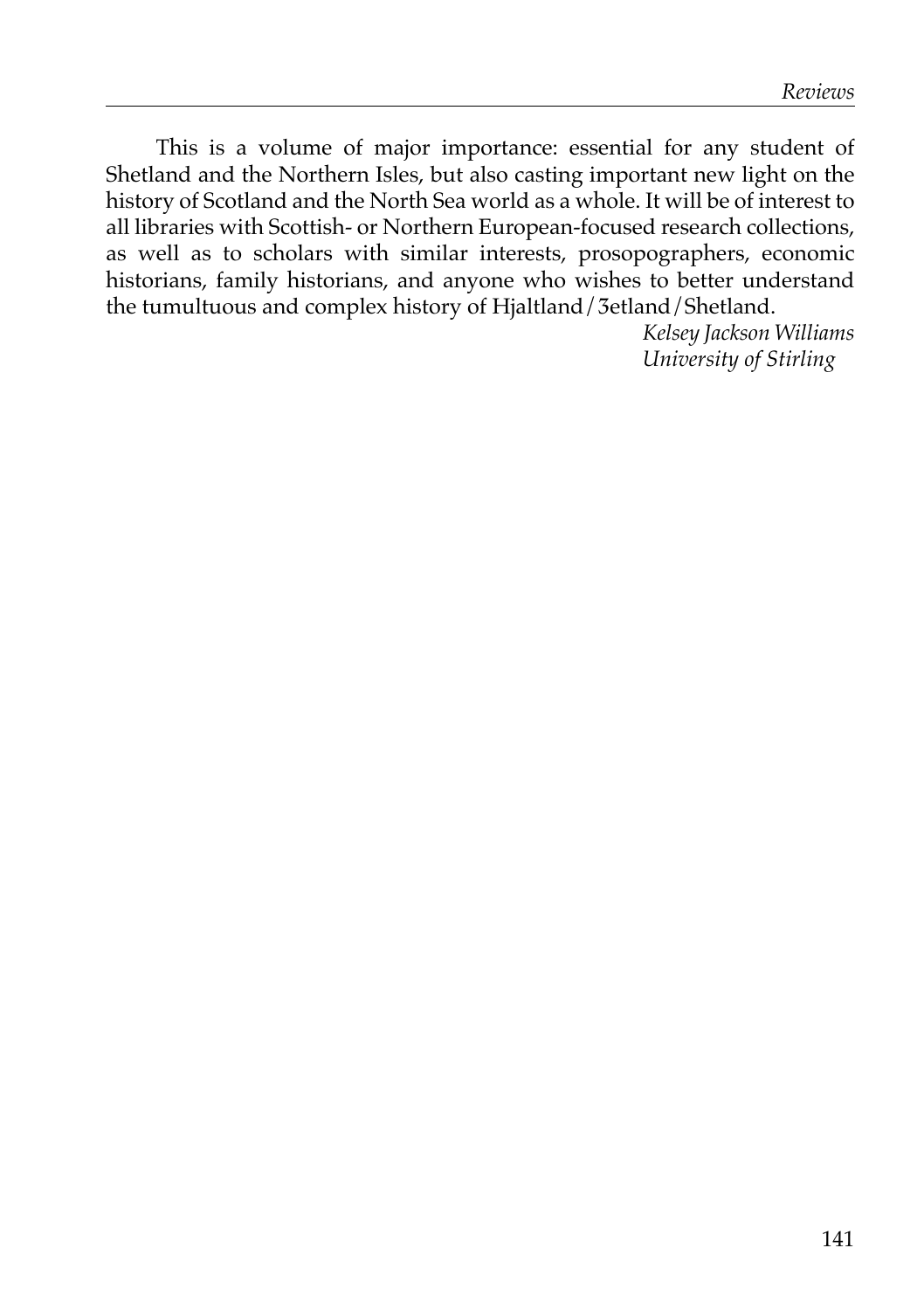This is a volume of major importance: essential for any student of Shetland and the Northern Isles, but also casting important new light on the history of Scotland and the North Sea world as a whole. It will be of interest to all libraries with Scottish- or Northern European-focused research collections, as well as to scholars with similar interests, prosopographers, economic historians, family historians, and anyone who wishes to better understand the tumultuous and complex history of Hjaltland/Ȝetland/Shetland.

*Kelsey Jackson Williams*
*University of Stirling*